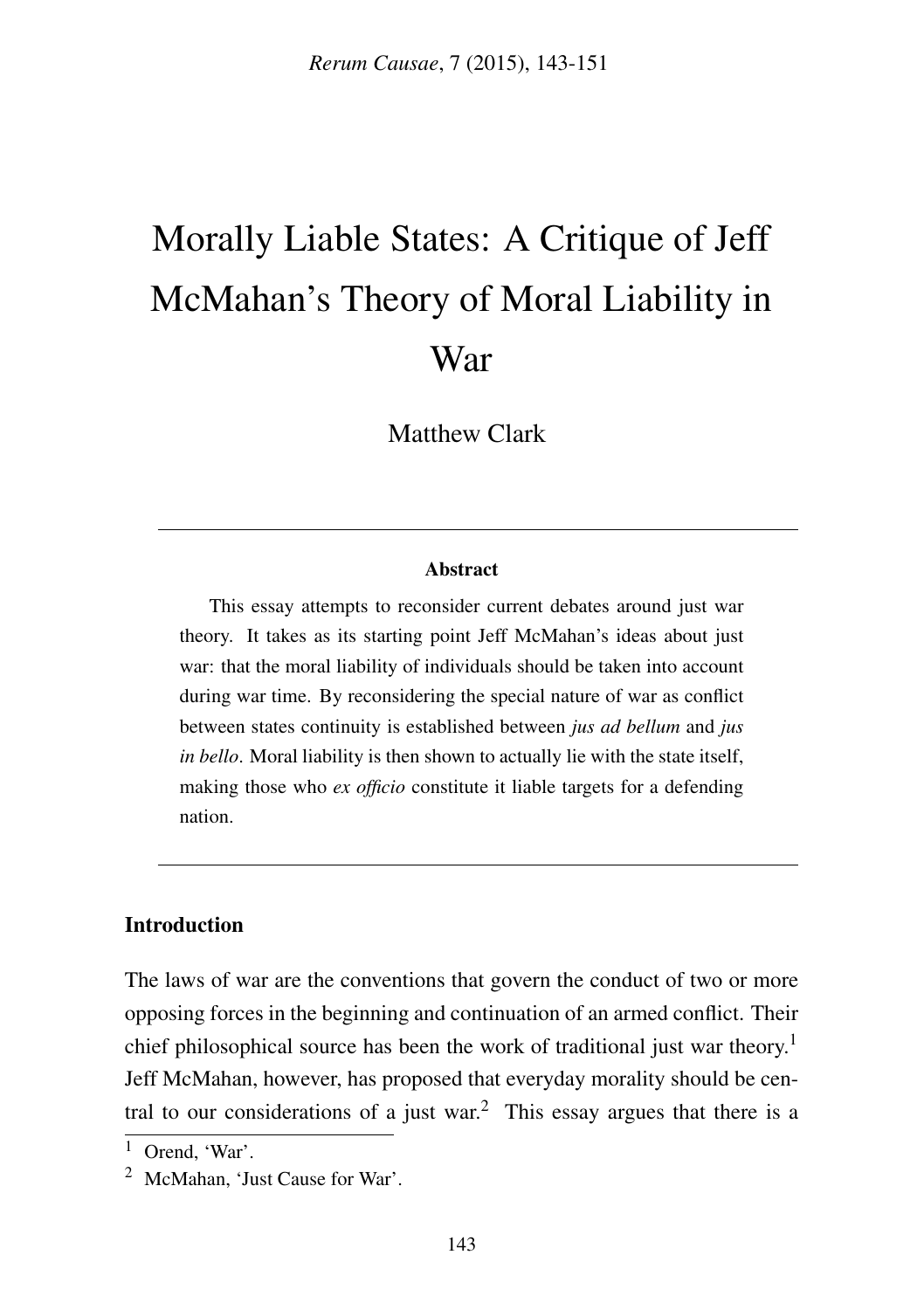# Morally Liable States: A Critique of Jeff McMahan's Theory of Moral Liability in War

Matthew Clark

---

**Abstract**

This essay attempts to reconsider current debates around just war theory. It takes as its starting point Jeff McMahan's ideas about just war: that the moral liability of individuals should be taken into account during war time. By reconsidering the special nature of war as conflict between states continuity is established between *jus ad bellum* and *jus in bello*. Moral liability is then shown to actually lie with the state itself, making those who *ex officio* constitute it liable targets for a defending nation.

---

## Introduction

The laws of war are the conventions that govern the conduct of two or more opposing forces in the beginning and continuation of an armed conflict. Their chief philosophical source has been the work of traditional just war theory.[1] Jeff McMahan, however, has proposed that everyday morality should be central to our considerations of a just war.[2] This essay argues that there is a

[1] Orend, 'War'.

[2] McMahan, 'Just Cause for War'.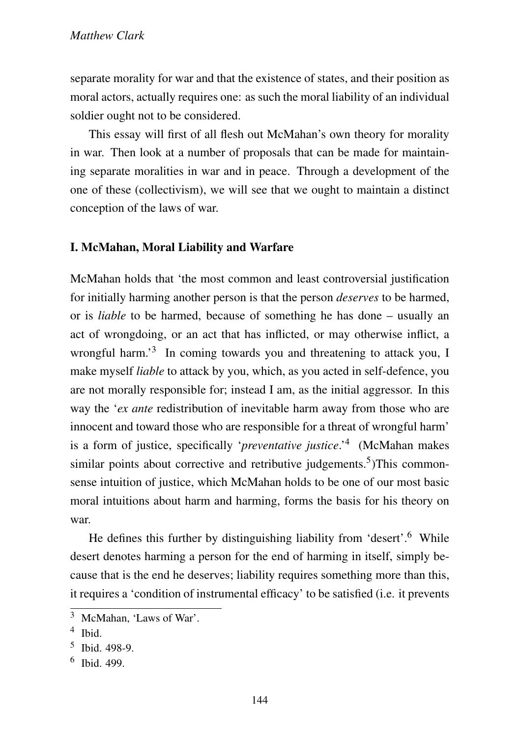separate morality for war and that the existence of states, and their position as moral actors, actually requires one: as such the moral liability of an individual soldier ought not to be considered.

This essay will first of all flesh out McMahan's own theory for morality in war. Then look at a number of proposals that can be made for maintaining separate moralities in war and in peace. Through a development of the one of these (collectivism), we will see that we ought to maintain a distinct conception of the laws of war.

## I. McMahan, Moral Liability and Warfare

McMahan holds that 'the most common and least controversial justification for initially harming another person is that the person *deserves* to be harmed, or is *liable* to be harmed, because of something he has done – usually an act of wrongdoing, or an act that has inflicted, or may otherwise inflict, a wrongful harm.'[3] In coming towards you and threatening to attack you, I make myself *liable* to attack by you, which, as you acted in self-defence, you are not morally responsible for; instead I am, as the initial aggressor. In this way the '*ex ante* redistribution of inevitable harm away from those who are innocent and toward those who are responsible for a threat of wrongful harm' is a form of justice, specifically '*preventative justice*.'[4] (McMahan makes similar points about corrective and retributive judgements.[5])This commonsense intuition of justice, which McMahan holds to be one of our most basic moral intuitions about harm and harming, forms the basis for his theory on war.

He defines this further by distinguishing liability from 'desert'.[6] While desert denotes harming a person for the end of harming in itself, simply because that is the end he deserves; liability requires something more than this, it requires a 'condition of instrumental efficacy' to be satisfied (i.e. it prevents

[3] McMahan, 'Laws of War'.

[4] Ibid.

[5] Ibid. 498-9.

[6] Ibid. 499.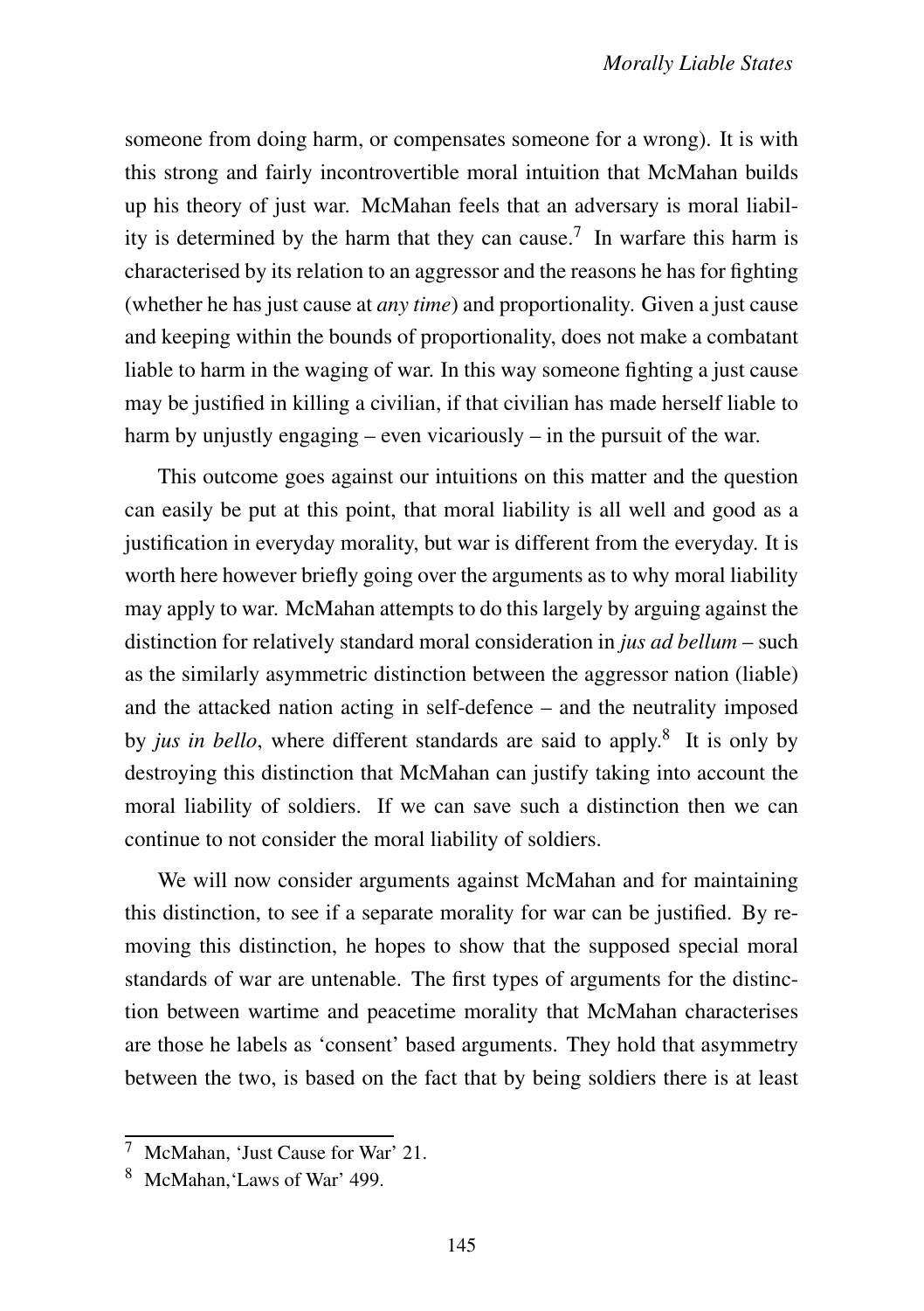someone from doing harm, or compensates someone for a wrong). It is with this strong and fairly incontrovertible moral intuition that McMahan builds up his theory of just war. McMahan feels that an adversary is moral liability is determined by the harm that they can cause.[7] In warfare this harm is characterised by its relation to an aggressor and the reasons he has for fighting (whether he has just cause at *any time*) and proportionality. Given a just cause and keeping within the bounds of proportionality, does not make a combatant liable to harm in the waging of war. In this way someone fighting a just cause may be justified in killing a civilian, if that civilian has made herself liable to harm by unjustly engaging – even vicariously – in the pursuit of the war.

This outcome goes against our intuitions on this matter and the question can easily be put at this point, that moral liability is all well and good as a justification in everyday morality, but war is different from the everyday. It is worth here however briefly going over the arguments as to why moral liability may apply to war. McMahan attempts to do this largely by arguing against the distinction for relatively standard moral consideration in *jus ad bellum* – such as the similarly asymmetric distinction between the aggressor nation (liable) and the attacked nation acting in self-defence – and the neutrality imposed by *jus in bello*, where different standards are said to apply.[8] It is only by destroying this distinction that McMahan can justify taking into account the moral liability of soldiers. If we can save such a distinction then we can continue to not consider the moral liability of soldiers.

We will now consider arguments against McMahan and for maintaining this distinction, to see if a separate morality for war can be justified. By removing this distinction, he hopes to show that the supposed special moral standards of war are untenable. The first types of arguments for the distinction between wartime and peacetime morality that McMahan characterises are those he labels as 'consent' based arguments. They hold that asymmetry between the two, is based on the fact that by being soldiers there is at least

[7] McMahan, 'Just Cause for War' 21.

[8] McMahan,'Laws of War' 499.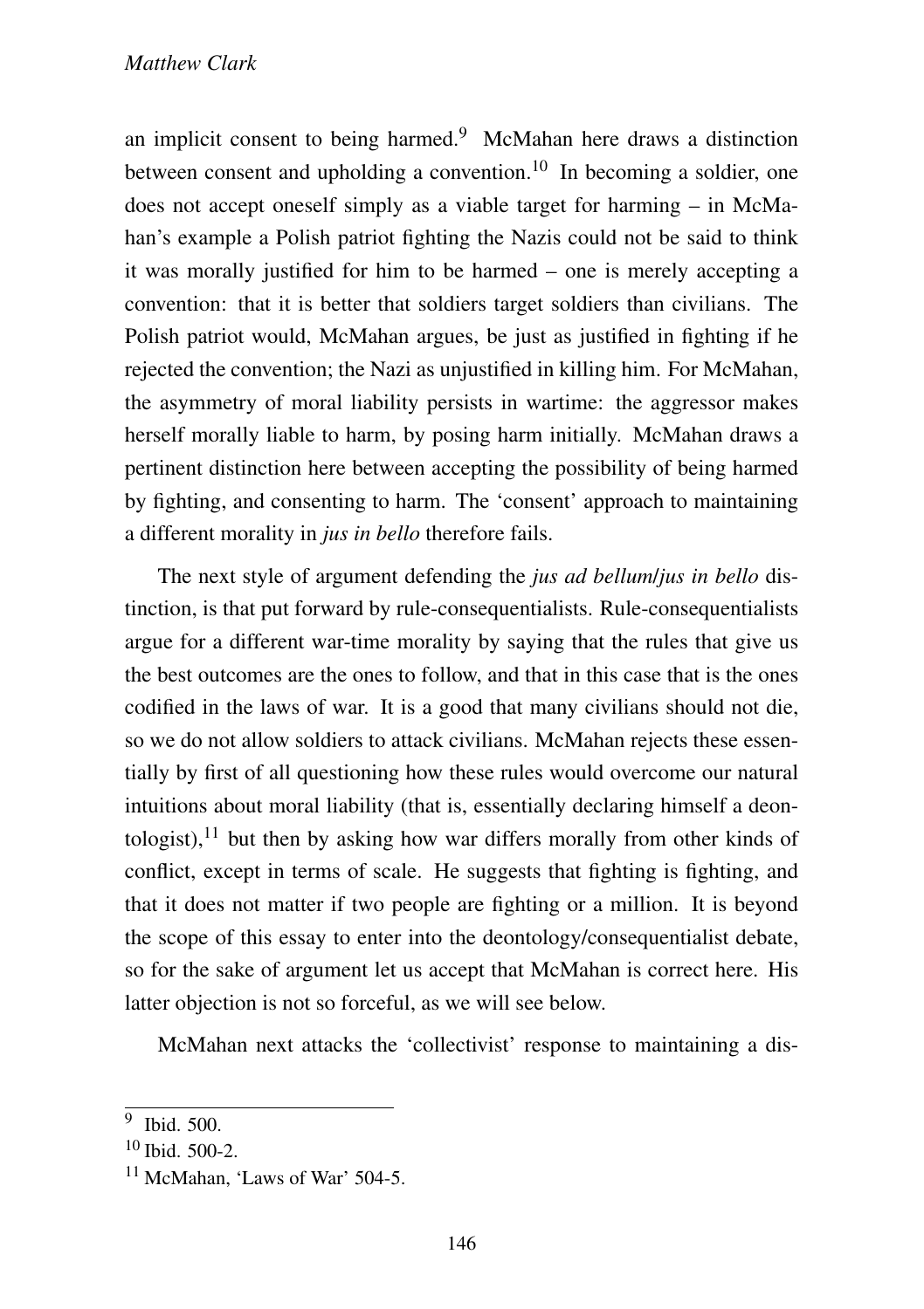an implicit consent to being harmed.[9] McMahan here draws a distinction between consent and upholding a convention.[10] In becoming a soldier, one does not accept oneself simply as a viable target for harming – in McMahan's example a Polish patriot fighting the Nazis could not be said to think it was morally justified for him to be harmed – one is merely accepting a convention: that it is better that soldiers target soldiers than civilians. The Polish patriot would, McMahan argues, be just as justified in fighting if he rejected the convention; the Nazi as unjustified in killing him. For McMahan, the asymmetry of moral liability persists in wartime: the aggressor makes herself morally liable to harm, by posing harm initially. McMahan draws a pertinent distinction here between accepting the possibility of being harmed by fighting, and consenting to harm. The 'consent' approach to maintaining a different morality in *jus in bello* therefore fails.

The next style of argument defending the *jus ad bellum*/*jus in bello* distinction, is that put forward by rule-consequentialists. Rule-consequentialists argue for a different war-time morality by saying that the rules that give us the best outcomes are the ones to follow, and that in this case that is the ones codified in the laws of war. It is a good that many civilians should not die, so we do not allow soldiers to attack civilians. McMahan rejects these essentially by first of all questioning how these rules would overcome our natural intuitions about moral liability (that is, essentially declaring himself a deontologist),[11] but then by asking how war differs morally from other kinds of conflict, except in terms of scale. He suggests that fighting is fighting, and that it does not matter if two people are fighting or a million. It is beyond the scope of this essay to enter into the deontology/consequentialist debate, so for the sake of argument let us accept that McMahan is correct here. His latter objection is not so forceful, as we will see below.

McMahan next attacks the 'collectivist' response to maintaining a dis-

[9] Ibid. 500.

[10] Ibid. 500-2.

[11] McMahan, 'Laws of War' 504-5.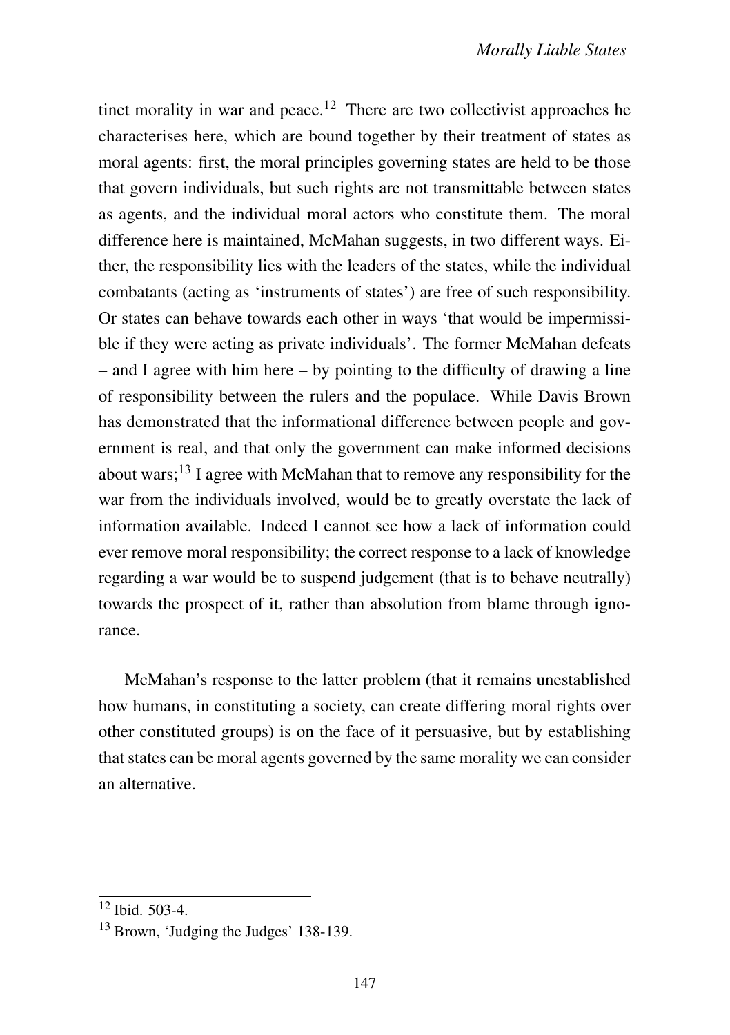tinct morality in war and peace.[12] There are two collectivist approaches he characterises here, which are bound together by their treatment of states as moral agents: first, the moral principles governing states are held to be those that govern individuals, but such rights are not transmittable between states as agents, and the individual moral actors who constitute them. The moral difference here is maintained, McMahan suggests, in two different ways. Either, the responsibility lies with the leaders of the states, while the individual combatants (acting as 'instruments of states') are free of such responsibility. Or states can behave towards each other in ways 'that would be impermissible if they were acting as private individuals'. The former McMahan defeats – and I agree with him here – by pointing to the difficulty of drawing a line of responsibility between the rulers and the populace. While Davis Brown has demonstrated that the informational difference between people and government is real, and that only the government can make informed decisions about wars;[13] I agree with McMahan that to remove any responsibility for the war from the individuals involved, would be to greatly overstate the lack of information available. Indeed I cannot see how a lack of information could ever remove moral responsibility; the correct response to a lack of knowledge regarding a war would be to suspend judgement (that is to behave neutrally) towards the prospect of it, rather than absolution from blame through ignorance.

McMahan's response to the latter problem (that it remains unestablished how humans, in constituting a society, can create differing moral rights over other constituted groups) is on the face of it persuasive, but by establishing that states can be moral agents governed by the same morality we can consider an alternative.

[12] Ibid. 503-4.

[13] Brown, 'Judging the Judges' 138-139.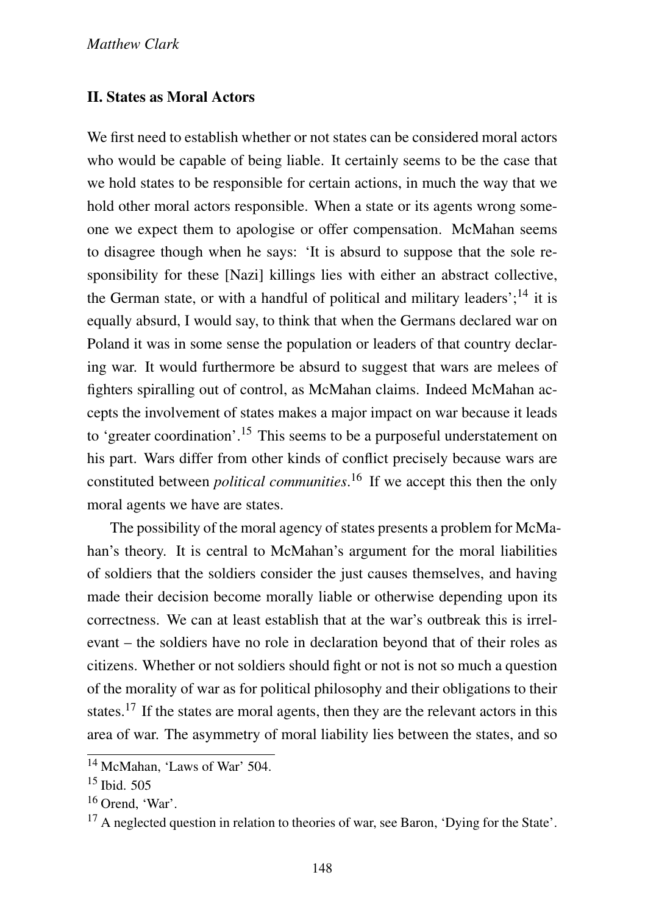## II. States as Moral Actors

We first need to establish whether or not states can be considered moral actors who would be capable of being liable. It certainly seems to be the case that we hold states to be responsible for certain actions, in much the way that we hold other moral actors responsible. When a state or its agents wrong someone we expect them to apologise or offer compensation. McMahan seems to disagree though when he says: 'It is absurd to suppose that the sole responsibility for these [Nazi] killings lies with either an abstract collective, the German state, or with a handful of political and military leaders';[14] it is equally absurd, I would say, to think that when the Germans declared war on Poland it was in some sense the population or leaders of that country declaring war. It would furthermore be absurd to suggest that wars are melees of fighters spiralling out of control, as McMahan claims. Indeed McMahan accepts the involvement of states makes a major impact on war because it leads to 'greater coordination'.[15] This seems to be a purposeful understatement on his part. Wars differ from other kinds of conflict precisely because wars are constituted between *political communities*.[16] If we accept this then the only moral agents we have are states.

The possibility of the moral agency of states presents a problem for McMahan's theory. It is central to McMahan's argument for the moral liabilities of soldiers that the soldiers consider the just causes themselves, and having made their decision become morally liable or otherwise depending upon its correctness. We can at least establish that at the war's outbreak this is irrelevant – the soldiers have no role in declaration beyond that of their roles as citizens. Whether or not soldiers should fight or not is not so much a question of the morality of war as for political philosophy and their obligations to their states.[17] If the states are moral agents, then they are the relevant actors in this area of war. The asymmetry of moral liability lies between the states, and so

[14] McMahan, 'Laws of War' 504.

[15] Ibid. 505

[16] Orend, 'War'.

[17] A neglected question in relation to theories of war, see Baron, 'Dying for the State'.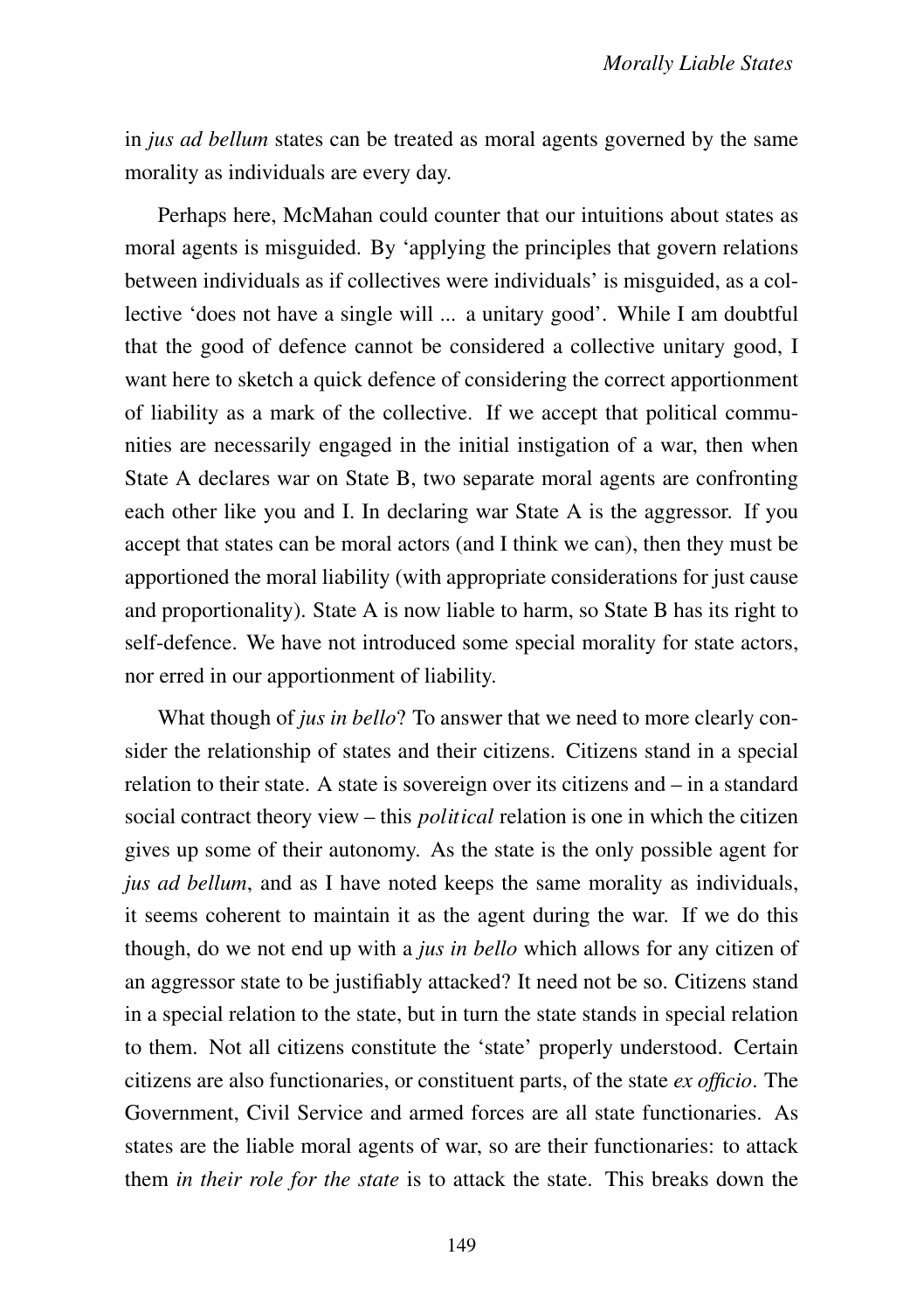in *jus ad bellum* states can be treated as moral agents governed by the same morality as individuals are every day.

Perhaps here, McMahan could counter that our intuitions about states as moral agents is misguided. By 'applying the principles that govern relations between individuals as if collectives were individuals' is misguided, as a collective 'does not have a single will ... a unitary good'. While I am doubtful that the good of defence cannot be considered a collective unitary good, I want here to sketch a quick defence of considering the correct apportionment of liability as a mark of the collective. If we accept that political communities are necessarily engaged in the initial instigation of a war, then when State A declares war on State B, two separate moral agents are confronting each other like you and I. In declaring war State A is the aggressor. If you accept that states can be moral actors (and I think we can), then they must be apportioned the moral liability (with appropriate considerations for just cause and proportionality). State A is now liable to harm, so State B has its right to self-defence. We have not introduced some special morality for state actors, nor erred in our apportionment of liability.

What though of *jus in bello*? To answer that we need to more clearly consider the relationship of states and their citizens. Citizens stand in a special relation to their state. A state is sovereign over its citizens and – in a standard social contract theory view – this *political* relation is one in which the citizen gives up some of their autonomy. As the state is the only possible agent for *jus ad bellum*, and as I have noted keeps the same morality as individuals, it seems coherent to maintain it as the agent during the war. If we do this though, do we not end up with a *jus in bello* which allows for any citizen of an aggressor state to be justifiably attacked? It need not be so. Citizens stand in a special relation to the state, but in turn the state stands in special relation to them. Not all citizens constitute the 'state' properly understood. Certain citizens are also functionaries, or constituent parts, of the state *ex officio*. The Government, Civil Service and armed forces are all state functionaries. As states are the liable moral agents of war, so are their functionaries: to attack them *in their role for the state* is to attack the state. This breaks down the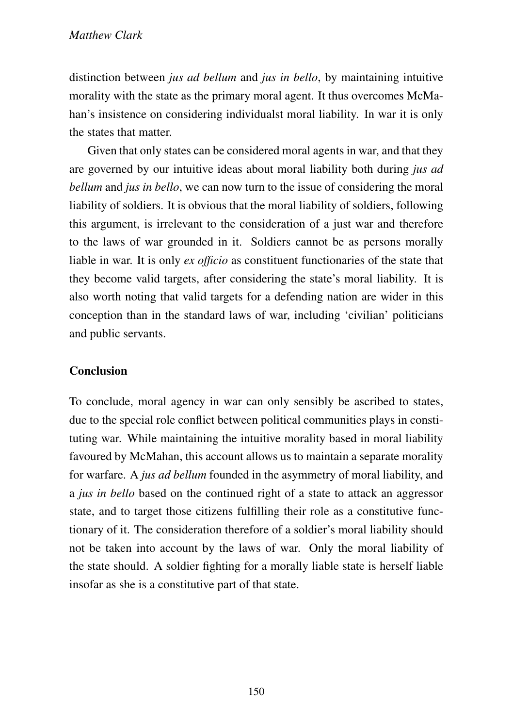distinction between *jus ad bellum* and *jus in bello*, by maintaining intuitive morality with the state as the primary moral agent. It thus overcomes McMahan's insistence on considering individualst moral liability. In war it is only the states that matter.

Given that only states can be considered moral agents in war, and that they are governed by our intuitive ideas about moral liability both during *jus ad bellum* and *jus in bello*, we can now turn to the issue of considering the moral liability of soldiers. It is obvious that the moral liability of soldiers, following this argument, is irrelevant to the consideration of a just war and therefore to the laws of war grounded in it. Soldiers cannot be as persons morally liable in war. It is only *ex officio* as constituent functionaries of the state that they become valid targets, after considering the state's moral liability. It is also worth noting that valid targets for a defending nation are wider in this conception than in the standard laws of war, including 'civilian' politicians and public servants.

## Conclusion

To conclude, moral agency in war can only sensibly be ascribed to states, due to the special role conflict between political communities plays in constituting war. While maintaining the intuitive morality based in moral liability favoured by McMahan, this account allows us to maintain a separate morality for warfare. A *jus ad bellum* founded in the asymmetry of moral liability, and a *jus in bello* based on the continued right of a state to attack an aggressor state, and to target those citizens fulfilling their role as a constitutive functionary of it. The consideration therefore of a soldier's moral liability should not be taken into account by the laws of war. Only the moral liability of the state should. A soldier fighting for a morally liable state is herself liable insofar as she is a constitutive part of that state.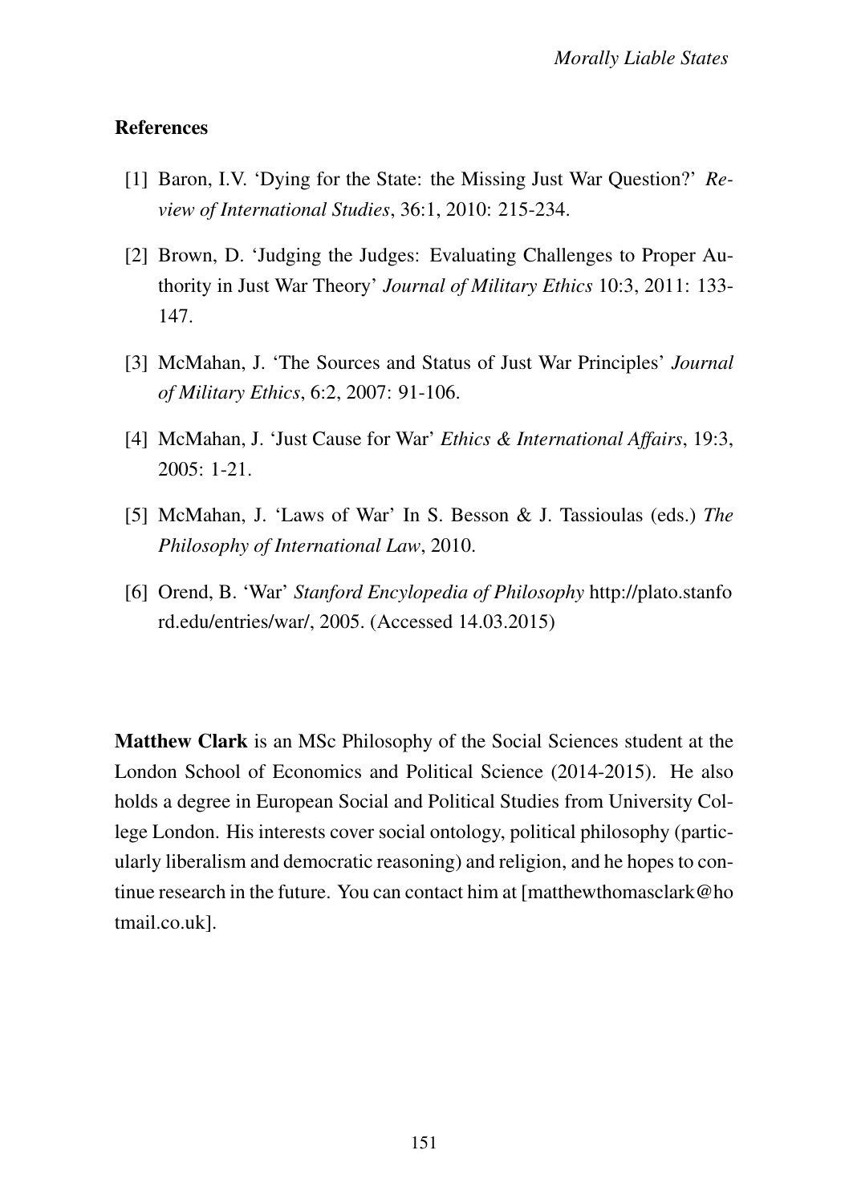## References

[1] Baron, I.V. 'Dying for the State: the Missing Just War Question?' *Review of International Studies*, 36:1, 2010: 215-234.

[2] Brown, D. 'Judging the Judges: Evaluating Challenges to Proper Authority in Just War Theory' *Journal of Military Ethics* 10:3, 2011: 133-147.

[3] McMahan, J. 'The Sources and Status of Just War Principles' *Journal of Military Ethics*, 6:2, 2007: 91-106.

[4] McMahan, J. 'Just Cause for War' *Ethics & International Affairs*, 19:3, 2005: 1-21.

[5] McMahan, J. 'Laws of War' In S. Besson & J. Tassioulas (eds.) *The Philosophy of International Law*, 2010.

[6] Orend, B. 'War' *Stanford Encylopedia of Philosophy* http://plato.stanford.edu/entries/war/, 2005. (Accessed 14.03.2015)

**Matthew Clark** is an MSc Philosophy of the Social Sciences student at the London School of Economics and Political Science (2014-2015). He also holds a degree in European Social and Political Studies from University College London. His interests cover social ontology, political philosophy (particularly liberalism and democratic reasoning) and religion, and he hopes to continue research in the future. You can contact him at [matthewthomasclark@hotmail.co.uk].